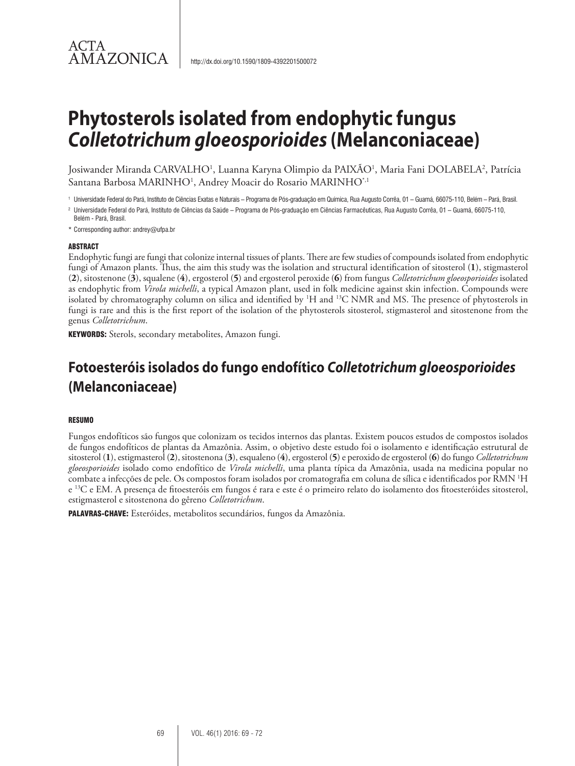ACTA AMAZONICA

http://dx.doi.org/10.1590/1809-4392201500072

# Phytosterols isolated from endophytic fungus *Colletotrichum gloeosporioides* (Melanconiaceae)

Josiwander Miranda CARVALHO[1], Luanna Karyna Olimpio da PAIXÃO[1], Maria Fani DOLABELA[2], Patrícia Santana Barbosa MARINHO[1], Andrey Moacir do Rosario MARINHO[*,1]

[1] Universidade Federal do Pará, Instituto de Ciências Exatas e Naturais – Programa de Pós-graduação em Química, Rua Augusto Corrêa, 01 – Guamá, 66075-110, Belém – Pará, Brasil.

[2] Universidade Federal do Pará, Instituto de Ciências da Saúde – Programa de Pós-graduação em Ciências Farmacêuticas, Rua Augusto Corrêa, 01 – Guamá, 66075-110, Belém - Pará, Brasil.

[*] Corresponding author: andrey@ufpa.br

#### ABSTRACT

Endophytic fungi are fungi that colonize internal tissues of plants. There are few studies of compounds isolated from endophytic fungi of Amazon plants. Thus, the aim this study was the isolation and structural identification of sitosterol (**1**), stigmasterol (**2**), sitostenone (**3**), squalene (**4**), ergosterol (**5**) and ergosterol peroxide (**6**) from fungus *Colletotrichum gloeosporioides* isolated as endophytic from *Virola michelli*, a typical Amazon plant, used in folk medicine against skin infection. Compounds were isolated by chromatography column on silica and identified by $^{1}$H and $^{13}$C NMR and MS. The presence of phytosterols in fungi is rare and this is the first report of the isolation of the phytosterols sitosterol, stigmasterol and sitostenone from the genus *Colletotrichum*.

**KEYWORDS:** Sterols, secondary metabolites, Amazon fungi.

## Fotoesteróis isolados do fungo endofítico *Colletotrichum gloeosporioides* (Melanconiaceae)

#### RESUMO

Fungos endofíticos são fungos que colonizam os tecidos internos das plantas. Existem poucos estudos de compostos isolados de fungos endofíticos de plantas da Amazônia. Assim, o objetivo deste estudo foi o isolamento e identificação estrutural de sitosterol (**1**), estigmasterol (**2**), sitostenona (**3**), esqualeno (**4**), ergosterol (**5**) e peroxido de ergosterol (**6**) do fungo *Colletotrichum gloeosporioides* isolado como endofítico de *Virola michelli*, uma planta típica da Amazônia, usada na medicina popular no combate a infecções de pele. Os compostos foram isolados por cromatografia em coluna de sílica e identificados por RMN $^{1}$H e $^{13}$C e EM. A presença de fitoesteróis em fungos é rara e este é o primeiro relato do isolamento dos fitoesteróides sitosterol, estigmasterol e sitostenona do gêreno *Colletotrichum*.

**PALAVRAS-CHAVE:** Esteróides, metabolitos secundários, fungos da Amazônia.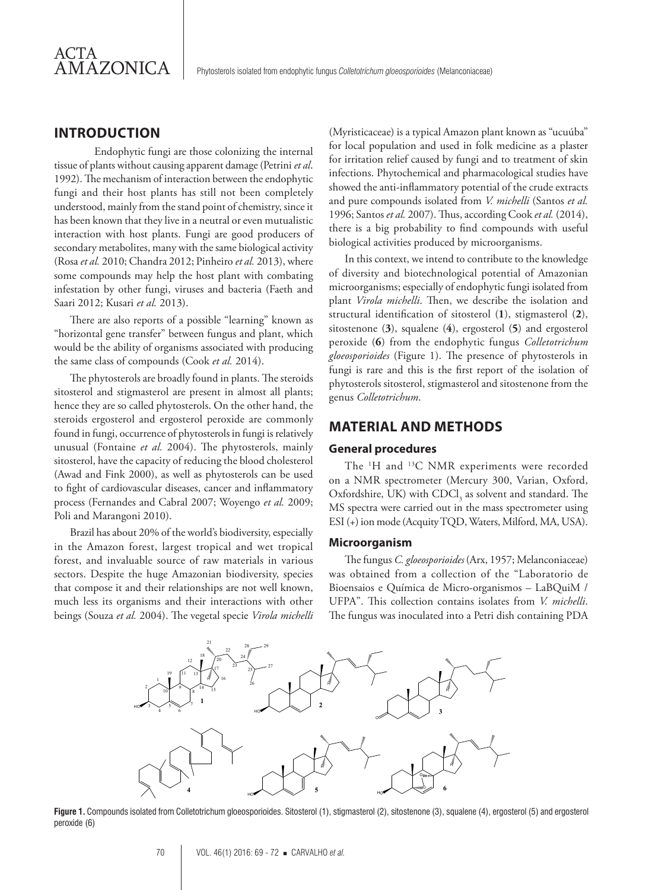## INTRODUCTION

Endophytic fungi are those colonizing the internal tissue of plants without causing apparent damage (Petrini *et al*. 1992). The mechanism of interaction between the endophytic fungi and their host plants has still not been completely understood, mainly from the stand point of chemistry, since it has been known that they live in a neutral or even mutualistic interaction with host plants. Fungi are good producers of secondary metabolites, many with the same biological activity (Rosa *et al.* 2010; Chandra 2012; Pinheiro *et al.* 2013), where some compounds may help the host plant with combating infestation by other fungi, viruses and bacteria (Faeth and Saari 2012; Kusari *et al.* 2013).

There are also reports of a possible "learning" known as "horizontal gene transfer" between fungus and plant, which would be the ability of organisms associated with producing the same class of compounds (Cook *et al.* 2014).

The phytosterols are broadly found in plants. The steroids sitosterol and stigmasterol are present in almost all plants; hence they are so called phytosterols. On the other hand, the steroids ergosterol and ergosterol peroxide are commonly found in fungi, occurrence of phytosterols in fungi is relatively unusual (Fontaine *et al.* 2004). The phytosterols, mainly sitosterol, have the capacity of reducing the blood cholesterol (Awad and Fink 2000), as well as phytosterols can be used to fight of cardiovascular diseases, cancer and inflammatory process (Fernandes and Cabral 2007; Woyengo *et al.* 2009; Poli and Marangoni 2010).

Brazil has about 20% of the world's biodiversity, especially in the Amazon forest, largest tropical and wet tropical forest, and invaluable source of raw materials in various sectors. Despite the huge Amazonian biodiversity, species that compose it and their relationships are not well known, much less its organisms and their interactions with other beings (Souza *et al.* 2004). The vegetal specie *Virola michelli* (Myristicaceae) is a typical Amazon plant known as "ucuúba" for local population and used in folk medicine as a plaster for irritation relief caused by fungi and to treatment of skin infections. Phytochemical and pharmacological studies have showed the anti-inflammatory potential of the crude extracts and pure compounds isolated from *V. michelli* (Santos *et al.* 1996; Santos *et al.* 2007). Thus, according Cook *et al.* (2014), there is a big probability to find compounds with useful biological activities produced by microorganisms.

In this context, we intend to contribute to the knowledge of diversity and biotechnological potential of Amazonian microorganisms; especially of endophytic fungi isolated from plant *Virola michelli*. Then, we describe the isolation and structural identification of sitosterol (**1**), stigmasterol (**2**), sitostenone (**3**), squalene (**4**), ergosterol (**5**) and ergosterol peroxide (**6**) from the endophytic fungus *Colletotrichum gloeosporioides* (Figure 1). The presence of phytosterols in fungi is rare and this is the first report of the isolation of phytosterols sitosterol, stigmasterol and sitostenone from the genus *Colletotrichum*.

## MATERIAL AND METHODS

### General procedures

The $^{1}H$ and $^{13}C$ NMR experiments were recorded on a NMR spectrometer (Mercury 300, Varian, Oxford, Oxfordshire, UK) with $CDCl_3$ as solvent and standard. The MS spectra were carried out in the mass spectrometer using ESI (+) ion mode (Acquity TQD, Waters, Milford, MA, USA).

### Microorganism

The fungus *C. gloeosporioides* (Arx, 1957; Melanconiaceae) was obtained from a collection of the "Laboratorio de Bioensaios e Química de Micro-organismos – LaBQuiM / UFPA". This collection contains isolates from *V. michelli*. The fungus was inoculated into a Petri dish containing PDA

**Figure 1.** Compounds isolated from Colletotrichum gloeosporioides. Sitosterol (1), stigmasterol (2), sitostenone (3), squalene (4), ergosterol (5) and ergosterol peroxide (6)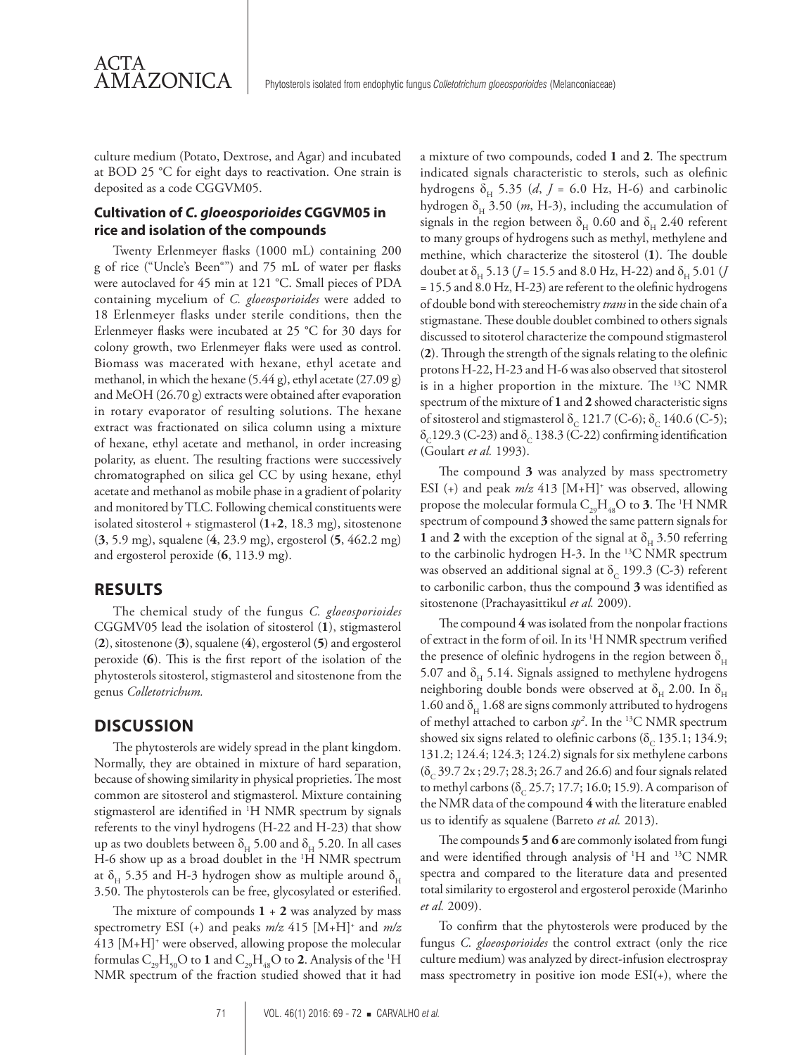culture medium (Potato, Dextrose, and Agar) and incubated at BOD 25 °C for eight days to reactivation. One strain is deposited as a code CGGVM05.

### Cultivation of *C. gloeosporioides* CGGVM05 in rice and isolation of the compounds

Twenty Erlenmeyer flasks (1000 mL) containing 200 g of rice ("Uncle's Been®") and 75 mL of water per flasks were autoclaved for 45 min at 121 °C. Small pieces of PDA containing mycelium of *C. gloeosporioides* were added to 18 Erlenmeyer flasks under sterile conditions, then the Erlenmeyer flasks were incubated at 25 °C for 30 days for colony growth, two Erlenmeyer flaks were used as control. Biomass was macerated with hexane, ethyl acetate and methanol, in which the hexane (5.44 g), ethyl acetate (27.09 g) and MeOH (26.70 g) extracts were obtained after evaporation in rotary evaporator of resulting solutions. The hexane extract was fractionated on silica column using a mixture of hexane, ethyl acetate and methanol, in order increasing polarity, as eluent. The resulting fractions were successively chromatographed on silica gel CC by using hexane, ethyl acetate and methanol as mobile phase in a gradient of polarity and monitored by TLC. Following chemical constituents were isolated sitosterol + stigmasterol (**1**+**2**, 18.3 mg), sitostenone (**3**, 5.9 mg), squalene (**4**, 23.9 mg), ergosterol (**5**, 462.2 mg) and ergosterol peroxide (**6**, 113.9 mg).

## RESULTS

The chemical study of the fungus *C. gloeosporioides* CGGMV05 lead the isolation of sitosterol (**1**), stigmasterol (**2**), sitostenone (**3**), squalene (**4**), ergosterol (**5**) and ergosterol peroxide (**6**). This is the first report of the isolation of the phytosterols sitosterol, stigmasterol and sitostenone from the genus *Colletotrichum.*

## DISCUSSION

The phytosterols are widely spread in the plant kingdom. Normally, they are obtained in mixture of hard separation, because of showing similarity in physical proprieties. The most common are sitosterol and stigmasterol. Mixture containing stigmasterol are identified in $^{1}$H NMR spectrum by signals referents to the vinyl hydrogens (H-22 and H-23) that show up as two doublets between $\delta_H$ 5.00 and $\delta_H$ 5.20. In all cases H-6 show up as a broad doublet in the $^{1}$H NMR spectrum at $\delta_H$ 5.35 and H-3 hydrogen show as multiple around $\delta_H$ 3.50. The phytosterols can be free, glycosylated or esterified.

The mixture of compounds **1** + **2** was analyzed by mass spectrometry ESI (+) and peaks *m/z* 415 $[M+H]^+$ and *m/z* 413 $[M+H]^+$ were observed, allowing propose the molecular formulas $C_{29}H_{50}O$ to **1** and $C_{29}H_{48}O$ to **2**. Analysis of the $^{1}$H NMR spectrum of the fraction studied showed that it had a mixture of two compounds, coded **1** and **2**. The spectrum indicated signals characteristic to sterols, such as olefinic hydrogens $\delta_H$ 5.35 (*d*, *J* = 6.0 Hz, H-6) and carbinolic hydrogen $\delta_H$ 3.50 (*m*, H-3), including the accumulation of signals in the region between $\delta_H$ 0.60 and $\delta_H$ 2.40 referent to many groups of hydrogens such as methyl, methylene and methine, which characterize the sitosterol (**1**). The double doublet at $\delta_H$ 5.13 (*J* = 15.5 and 8.0 Hz, H-22) and $\delta_H$ 5.01 (*J* = 15.5 and 8.0 Hz, H-23) are referent to the olefinic hydrogens of double bond with stereochemistry *trans* in the side chain of a stigmastane. These double doublet combined to others signals discussed to sitoterol characterize the compound stigmasterol (**2**). Through the strength of the signals relating to the olefinic protons H-22, H-23 and H-6 was also observed that sitosterol is in a higher proportion in the mixture. The $^{13}$C NMR spectrum of the mixture of **1** and **2** showed characteristic signs of sitosterol and stigmasterol $\delta_C$ 121.7 (C-6); $\delta_C$ 140.6 (C-5); $\delta_C$129.3 (C-23) and $\delta_C$ 138.3 (C-22) confirming identification (Goulart *et al.* 1993).

The compound **3** was analyzed by mass spectrometry ESI (+) and peak *m/z* 413 $[M+H]^+$ was observed, allowing propose the molecular formula $C_{29}H_{48}O$ to **3**. The $^{1}$H NMR spectrum of compound **3** showed the same pattern signals for **1** and **2** with the exception of the signal at $\delta_H$ 3.50 referring to the carbinolic hydrogen H-3. In the $^{13}$C NMR spectrum was observed an additional signal at $\delta_C$ 199.3 (C-3) referent to carbonilic carbon, thus the compound **3** was identified as sitostenone (Prachayasittikul *et al.* 2009).

The compound **4** was isolated from the nonpolar fractions of extract in the form of oil. In its $^{1}$H NMR spectrum verified the presence of olefinic hydrogens in the region between $\delta_H$ 5.07 and $\delta_H$ 5.14. Signals assigned to methylene hydrogens neighboring double bonds were observed at $\delta_H$ 2.00. In $\delta_H$ 1.60 and $\delta_H$ 1.68 are signs commonly attributed to hydrogens of methyl attached to carbon $sp^2$. In the $^{13}$C NMR spectrum showed six signs related to olefinic carbons ($\delta_C$ 135.1; 134.9; 131.2; 124.4; 124.3; 124.2) signals for six methylene carbons ($\delta_C$ 39.7 2x ; 29.7; 28.3; 26.7 and 26.6) and four signals related to methyl carbons ($\delta_C$ 25.7; 17.7; 16.0; 15.9). A comparison of the NMR data of the compound **4** with the literature enabled us to identify as squalene (Barreto *et al.* 2013).

The compounds **5** and **6** are commonly isolated from fungi and were identified through analysis of $^{1}$H and $^{13}$C NMR spectra and compared to the literature data and presented total similarity to ergosterol and ergosterol peroxide (Marinho *et al.* 2009).

To confirm that the phytosterols were produced by the fungus *C. gloeosporioides* the control extract (only the rice culture medium) was analyzed by direct-infusion electrospray mass spectrometry in positive ion mode ESI(+), where the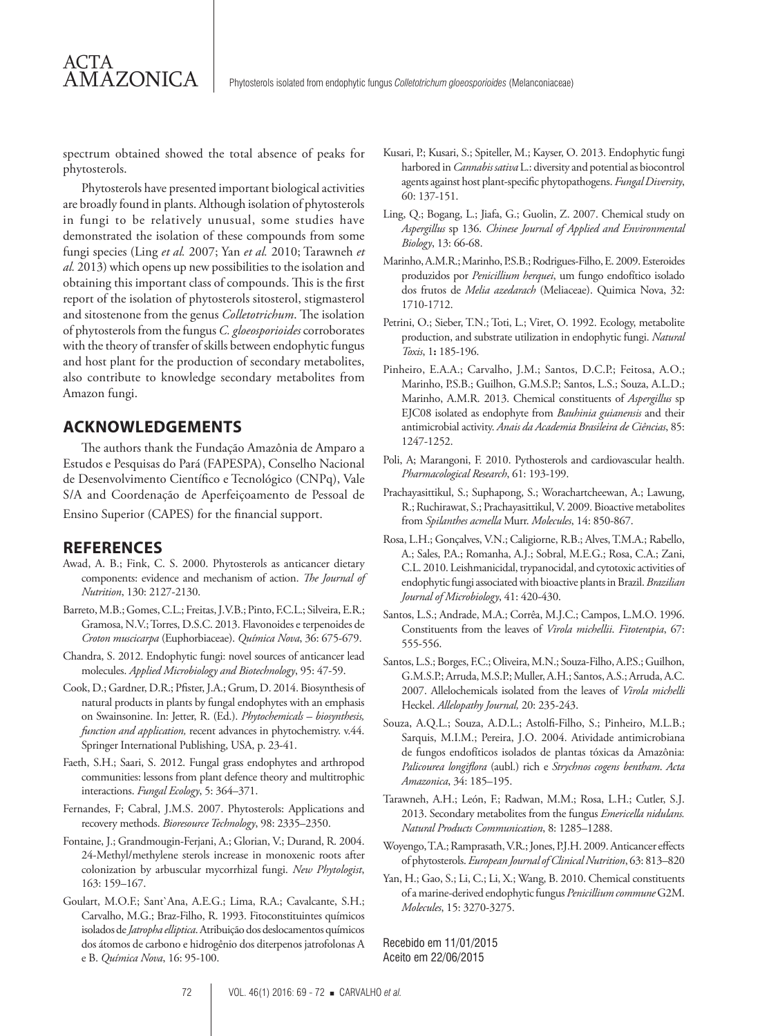spectrum obtained showed the total absence of peaks for phytosterols.

Phytosterols have presented important biological activities are broadly found in plants. Although isolation of phytosterols in fungi to be relatively unusual, some studies have demonstrated the isolation of these compounds from some fungi species (Ling *et al.* 2007; Yan *et al.* 2010; Tarawneh *et al.* 2013) which opens up new possibilities to the isolation and obtaining this important class of compounds. This is the first report of the isolation of phytosterols sitosterol, stigmasterol and sitostenone from the genus *Colletotrichum*. The isolation of phytosterols from the fungus *C. gloeosporioides* corroborates with the theory of transfer of skills between endophytic fungus and host plant for the production of secondary metabolites, also contribute to knowledge secondary metabolites from Amazon fungi.

## ACKNOWLEDGEMENTS

The authors thank the Fundação Amazônia de Amparo a Estudos e Pesquisas do Pará (FAPESPA), Conselho Nacional de Desenvolvimento Científico e Tecnológico (CNPq), Vale S/A and Coordenação de Aperfeiçoamento de Pessoal de Ensino Superior (CAPES) for the financial support.

## REFERENCES

Awad, A. B.; Fink, C. S. 2000. Phytosterols as anticancer dietary components: evidence and mechanism of action. *The Journal of Nutrition*, 130: 2127-2130.

Barreto, M.B.; Gomes, C.L.; Freitas, J.V.B.; Pinto, F.C.L.; Silveira, E.R.; Gramosa, N.V.; Torres, D.S.C. 2013. Flavonoides e terpenoides de *Croton muscicarpa* (Euphorbiaceae). *Química Nova*, 36: 675-679.

Chandra, S. 2012. Endophytic fungi: novel sources of anticancer lead molecules. *Applied Microbiology and Biotechnology*, 95: 47-59.

Cook, D.; Gardner, D.R.; Pfister, J.A.; Grum, D. 2014. Biosynthesis of natural products in plants by fungal endophytes with an emphasis on Swainsonine. In: Jetter, R. (Ed.). *Phytochemicals – biosynthesis, function and application,* recent advances in phytochemistry. v.44. Springer International Publishing, USA, p. 23-41.

Faeth, S.H.; Saari, S. 2012. Fungal grass endophytes and arthropod communities: lessons from plant defence theory and multitrophic interactions. *Fungal Ecology*, 5: 364–371.

Fernandes, F; Cabral, J.M.S. 2007. Phytosterols: Applications and recovery methods. *Bioresource Technology*, 98: 2335–2350.

Fontaine, J.; Grandmougin-Ferjani, A.; Glorian, V.; Durand, R. 2004. 24-Methyl/methylene sterols increase in monoxenic roots after colonization by arbuscular mycorrhizal fungi. *New Phytologist*, 163: 159–167.

Goulart, M.O.F.; Sant`Ana, A.E.G.; Lima, R.A.; Cavalcante, S.H.; Carvalho, M.G.; Braz-Filho, R. 1993. Fitoconstituintes químicos isolados de *Jatropha elliptica*. Atribuição dos deslocamentos químicos dos átomos de carbono e hidrogênio dos diterpenos jatrofolonas A e B. *Química Nova*, 16: 95-100.

Kusari, P.; Kusari, S.; Spiteller, M.; Kayser, O. 2013. Endophytic fungi harbored in *Cannabis sativa* L.: diversity and potential as biocontrol agents against host plant-specific phytopathogens. *Fungal Diversity*, 60: 137-151.

Ling, Q.; Bogang, L.; Jiafa, G.; Guolin, Z. 2007. Chemical study on *Aspergillus* sp 136. *Chinese Journal of Applied and Environmental Biology*, 13: 66-68.

Marinho, A.M.R.; Marinho, P.S.B.; Rodrigues-Filho, E. 2009. Esteroides produzidos por *Penicillium herquei*, um fungo endofítico isolado dos frutos de *Melia azedarach* (Meliaceae). Quimica Nova, 32: 1710-1712.

Petrini, O.; Sieber, T.N.; Toti, L.; Viret, O. 1992. Ecology, metabolite production, and substrate utilization in endophytic fungi. *Natural Toxis*, 1**:** 185-196.

Pinheiro, E.A.A.; Carvalho, J.M.; Santos, D.C.P.; Feitosa, A.O.; Marinho, P.S.B.; Guilhon, G.M.S.P.; Santos, L.S.; Souza, A.L.D.; Marinho, A.M.R. 2013. Chemical constituents of *Aspergillus* sp EJC08 isolated as endophyte from *Bauhinia guianensis* and their antimicrobial activity. *Anais da Academia Brasileira de Ciências*, 85: 1247-1252.

Poli, A; Marangoni, F. 2010. Pythosterols and cardiovascular health. *Pharmacological Research*, 61: 193-199.

Prachayasittikul, S.; Suphapong, S.; Worachartcheewan, A.; Lawung, R.; Ruchirawat, S.; Prachayasittikul, V. 2009. Bioactive metabolites from *Spilanthes acmella* Murr. *Molecules*, 14: 850-867.

Rosa, L.H.; Gonçalves, V.N.; Caligiorne, R.B.; Alves, T.M.A.; Rabello, A.; Sales, P.A.; Romanha, A.J.; Sobral, M.E.G.; Rosa, C.A.; Zani, C.L. 2010. Leishmanicidal, trypanocidal, and cytotoxic activities of endophytic fungi associated with bioactive plants in Brazil. *Brazilian Journal of Microbiology*, 41: 420-430.

Santos, L.S.; Andrade, M.A.; Corrêa, M.J.C.; Campos, L.M.O. 1996. Constituents from the leaves of *Virola michellii*. *Fitoterapia*, 67: 555-556.

Santos, L.S.; Borges, F.C.; Oliveira, M.N.; Souza-Filho, A.P.S.; Guilhon, G.M.S.P.; Arruda, M.S.P.; Muller, A.H.; Santos, A.S.; Arruda, A.C. 2007. Allelochemicals isolated from the leaves of *Virola michelli* Heckel. *Allelopathy Journal,* 20: 235-243.

Souza, A.Q.L.; Souza, A.D.L.; Astolfi-Filho, S.; Pinheiro, M.L.B.; Sarquis, M.I.M.; Pereira, J.O. 2004. Atividade antimicrobiana de fungos endofíticos isolados de plantas tóxicas da Amazônia: *Palicourea longiflora* (aubl.) rich e *Strychnos cogens bentham*. *Acta Amazonica*, 34: 185–195.

Tarawneh, A.H.; León, F.; Radwan, M.M.; Rosa, L.H.; Cutler, S.J. 2013. Secondary metabolites from the fungus *Emericella nidulans. Natural Products Communication*, 8: 1285–1288.

Woyengo, T.A.; Ramprasath, V.R.; Jones, P.J.H. 2009. Anticancer effects of phytosterols. *European Journal of Clinical Nutrition*, 63: 813–820

Yan, H.; Gao, S.; Li, C.; Li, X.; Wang, B. 2010. Chemical constituents of a marine-derived endophytic fungus *Penicillium commune* G2M. *Molecules*, 15: 3270-3275.

Recebido em 11/01/2015
Aceito em 22/06/2015